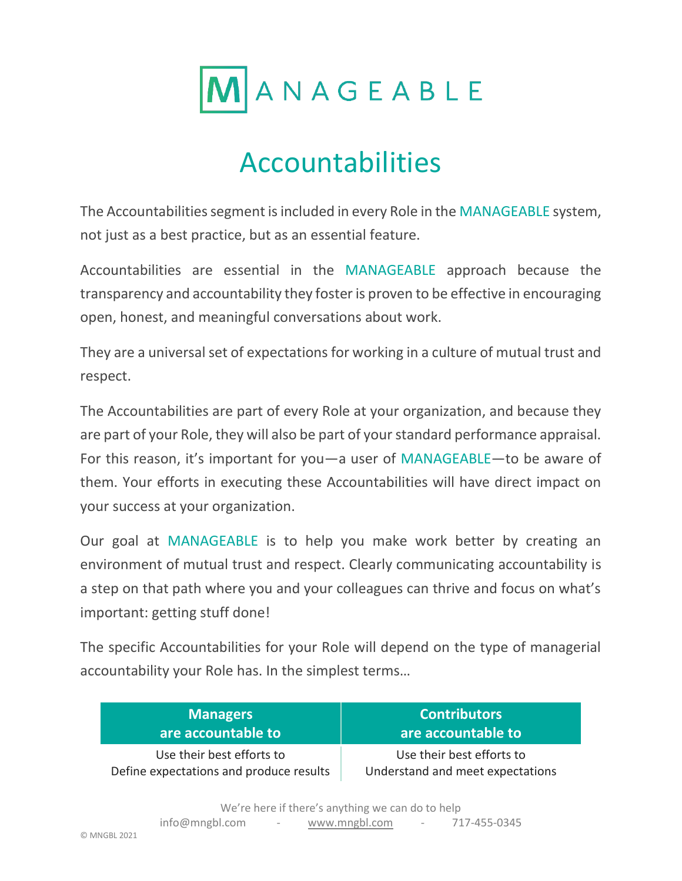# MANAGEABLE

## Accountabilities

The Accountabilities segment is included in every Role in the MANAGEABLE system, not just as a best practice, but as an essential feature.

Accountabilities are essential in the MANAGEABLE approach because the transparency and accountability they foster is proven to be effective in encouraging open, honest, and meaningful conversations about work.

They are a universal set of expectations for working in a culture of mutual trust and respect.

The Accountabilities are part of every Role at your organization, and because they are part of your Role, they will also be part of your standard performance appraisal. For this reason, it's important for you—a user of MANAGEABLE—to be aware of them. Your efforts in executing these Accountabilities will have direct impact on your success at your organization.

Our goal at MANAGEABLE is to help you make work better by creating an environment of mutual trust and respect. Clearly communicating accountability is a step on that path where you and your colleagues can thrive and focus on what's important: getting stuff done!

The specific Accountabilities for your Role will depend on the type of managerial accountability your Role has. In the simplest terms…

| **Managers are accountable to** | **Contributors are accountable to** |
|---|---|
| Use their best efforts to Define expectations and produce results | Use their best efforts to Understand and meet expectations |

We're here if there's anything we can do to help

info@mngbl.com - www.mngbl.com - 717-455-0345

© MNGBL 2021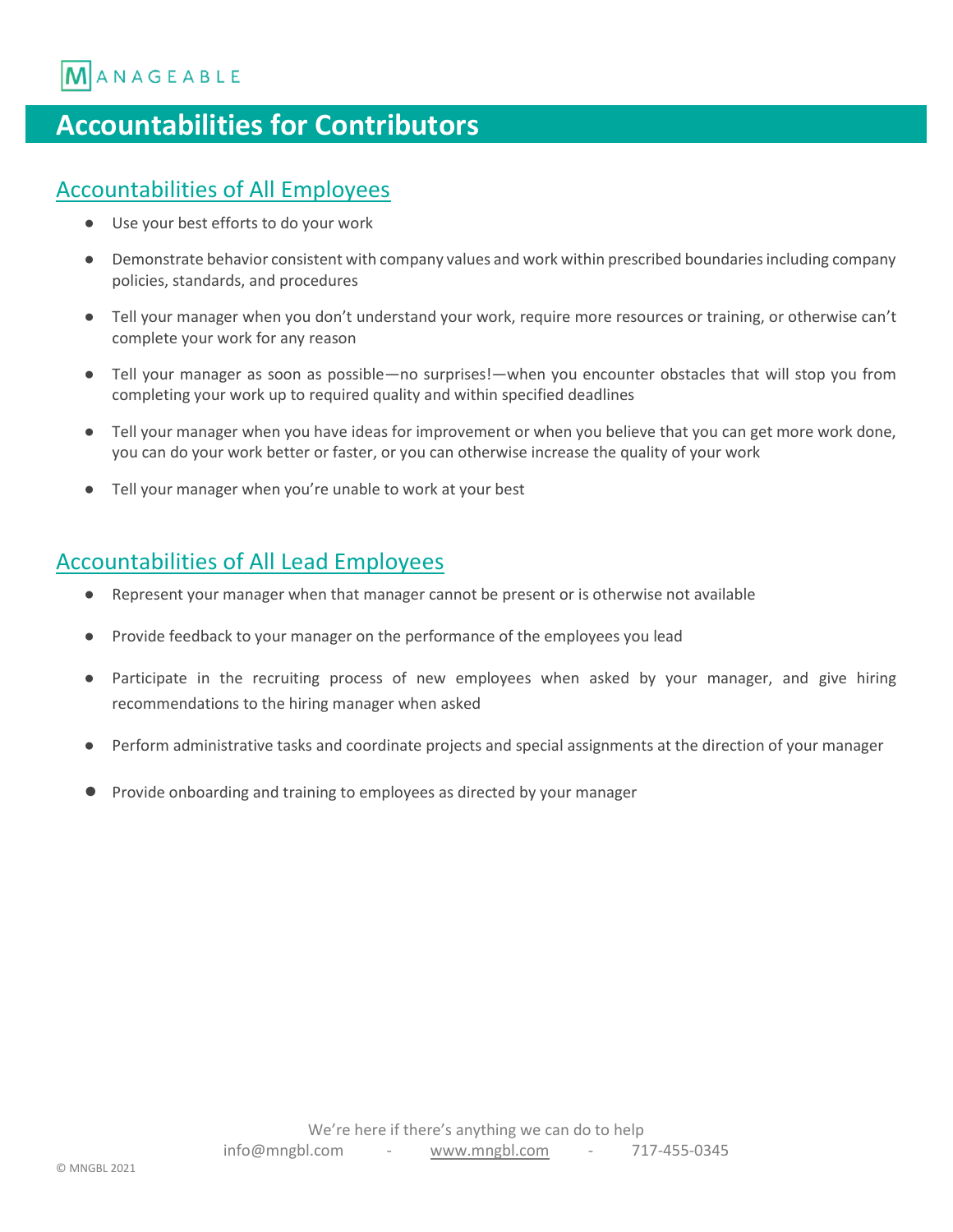# Accountabilities for Contributors

## Accountabilities of All Employees

- Use your best efforts to do your work
- Demonstrate behavior consistent with company values and work within prescribed boundaries including company policies, standards, and procedures
- Tell your manager when you don't understand your work, require more resources or training, or otherwise can't complete your work for any reason
- Tell your manager as soon as possible—no surprises!—when you encounter obstacles that will stop you from completing your work up to required quality and within specified deadlines
- Tell your manager when you have ideas for improvement or when you believe that you can get more work done, you can do your work better or faster, or you can otherwise increase the quality of your work
- Tell your manager when you're unable to work at your best

## Accountabilities of All Lead Employees

- Represent your manager when that manager cannot be present or is otherwise not available
- Provide feedback to your manager on the performance of the employees you lead
- Participate in the recruiting process of new employees when asked by your manager, and give hiring recommendations to the hiring manager when asked
- Perform administrative tasks and coordinate projects and special assignments at the direction of your manager
- Provide onboarding and training to employees as directed by your manager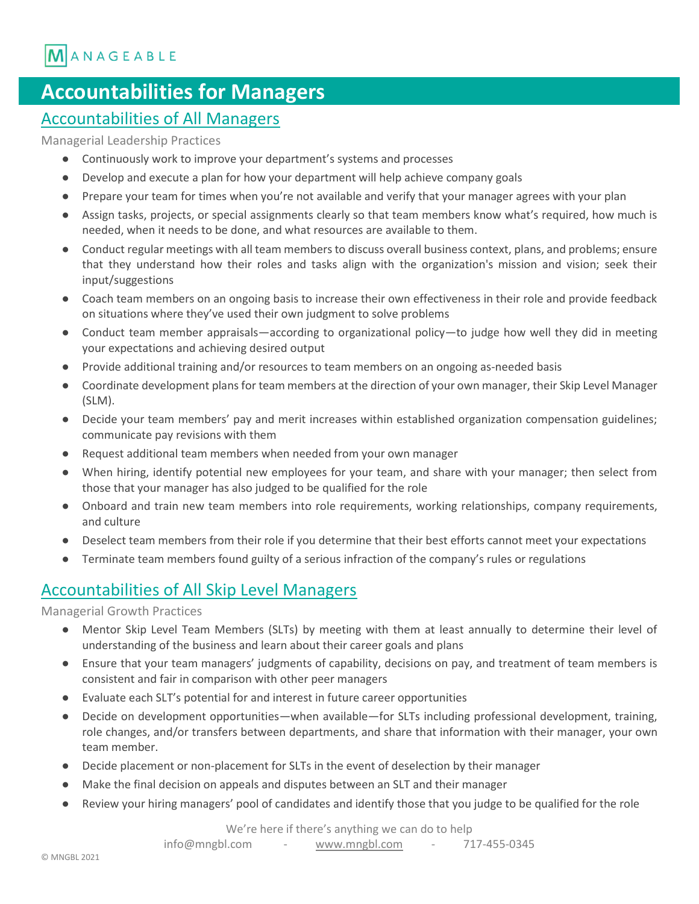MANAGEABLE

# Accountabilities for Managers

## Accountabilities of All Managers

Managerial Leadership Practices

- Continuously work to improve your department's systems and processes
- Develop and execute a plan for how your department will help achieve company goals
- Prepare your team for times when you're not available and verify that your manager agrees with your plan
- Assign tasks, projects, or special assignments clearly so that team members know what's required, how much is needed, when it needs to be done, and what resources are available to them.
- Conduct regular meetings with all team members to discuss overall business context, plans, and problems; ensure that they understand how their roles and tasks align with the organization's mission and vision; seek their input/suggestions
- Coach team members on an ongoing basis to increase their own effectiveness in their role and provide feedback on situations where they've used their own judgment to solve problems
- Conduct team member appraisals—according to organizational policy—to judge how well they did in meeting your expectations and achieving desired output
- Provide additional training and/or resources to team members on an ongoing as-needed basis
- Coordinate development plans for team members at the direction of your own manager, their Skip Level Manager (SLM).
- Decide your team members' pay and merit increases within established organization compensation guidelines; communicate pay revisions with them
- Request additional team members when needed from your own manager
- When hiring, identify potential new employees for your team, and share with your manager; then select from those that your manager has also judged to be qualified for the role
- Onboard and train new team members into role requirements, working relationships, company requirements, and culture
- Deselect team members from their role if you determine that their best efforts cannot meet your expectations
- Terminate team members found guilty of a serious infraction of the company's rules or regulations

## Accountabilities of All Skip Level Managers

Managerial Growth Practices

- Mentor Skip Level Team Members (SLTs) by meeting with them at least annually to determine their level of understanding of the business and learn about their career goals and plans
- Ensure that your team managers' judgments of capability, decisions on pay, and treatment of team members is consistent and fair in comparison with other peer managers
- Evaluate each SLT's potential for and interest in future career opportunities
- Decide on development opportunities—when available—for SLTs including professional development, training, role changes, and/or transfers between departments, and share that information with their manager, your own team member.
- Decide placement or non-placement for SLTs in the event of deselection by their manager
- Make the final decision on appeals and disputes between an SLT and their manager
- Review your hiring managers' pool of candidates and identify those that you judge to be qualified for the role

We're here if there's anything we can do to help

info@mngbl.com - www.mngbl.com - 717-455-0345

© MNGBL 2021